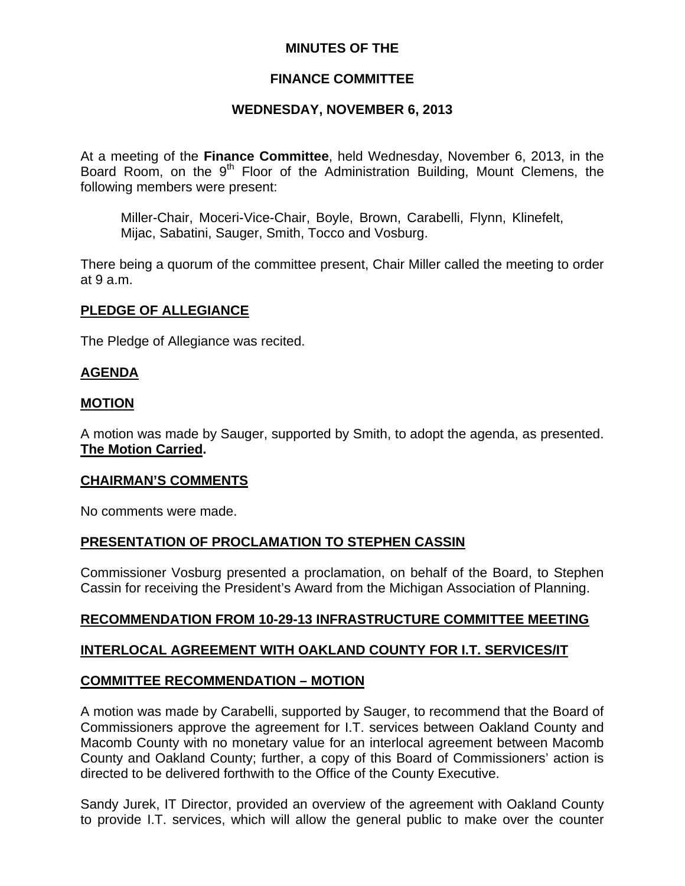# MINUTES OF THE

# FINANCE COMMITTEE

# WEDNESDAY, NOVEMBER 6, 2013

At a meeting of the **Finance Committee**, held Wednesday, November 6, 2013, in the Board Room, on the 9th Floor of the Administration Building, Mount Clemens, the following members were present:

Miller-Chair, Moceri-Vice-Chair, Boyle, Brown, Carabelli, Flynn, Klinefelt, Mijac, Sabatini, Sauger, Smith, Tocco and Vosburg.

There being a quorum of the committee present, Chair Miller called the meeting to order at 9 a.m.

## PLEDGE OF ALLEGIANCE

The Pledge of Allegiance was recited.

## AGENDA

## MOTION

A motion was made by Sauger, supported by Smith, to adopt the agenda, as presented. **The Motion Carried.**

## CHAIRMAN'S COMMENTS

No comments were made.

## PRESENTATION OF PROCLAMATION TO STEPHEN CASSIN

Commissioner Vosburg presented a proclamation, on behalf of the Board, to Stephen Cassin for receiving the President's Award from the Michigan Association of Planning.

## RECOMMENDATION FROM 10-29-13 INFRASTRUCTURE COMMITTEE MEETING

## INTERLOCAL AGREEMENT WITH OAKLAND COUNTY FOR I.T. SERVICES/IT

## COMMITTEE RECOMMENDATION – MOTION

A motion was made by Carabelli, supported by Sauger, to recommend that the Board of Commissioners approve the agreement for I.T. services between Oakland County and Macomb County with no monetary value for an interlocal agreement between Macomb County and Oakland County; further, a copy of this Board of Commissioners' action is directed to be delivered forthwith to the Office of the County Executive.

Sandy Jurek, IT Director, provided an overview of the agreement with Oakland County to provide I.T. services, which will allow the general public to make over the counter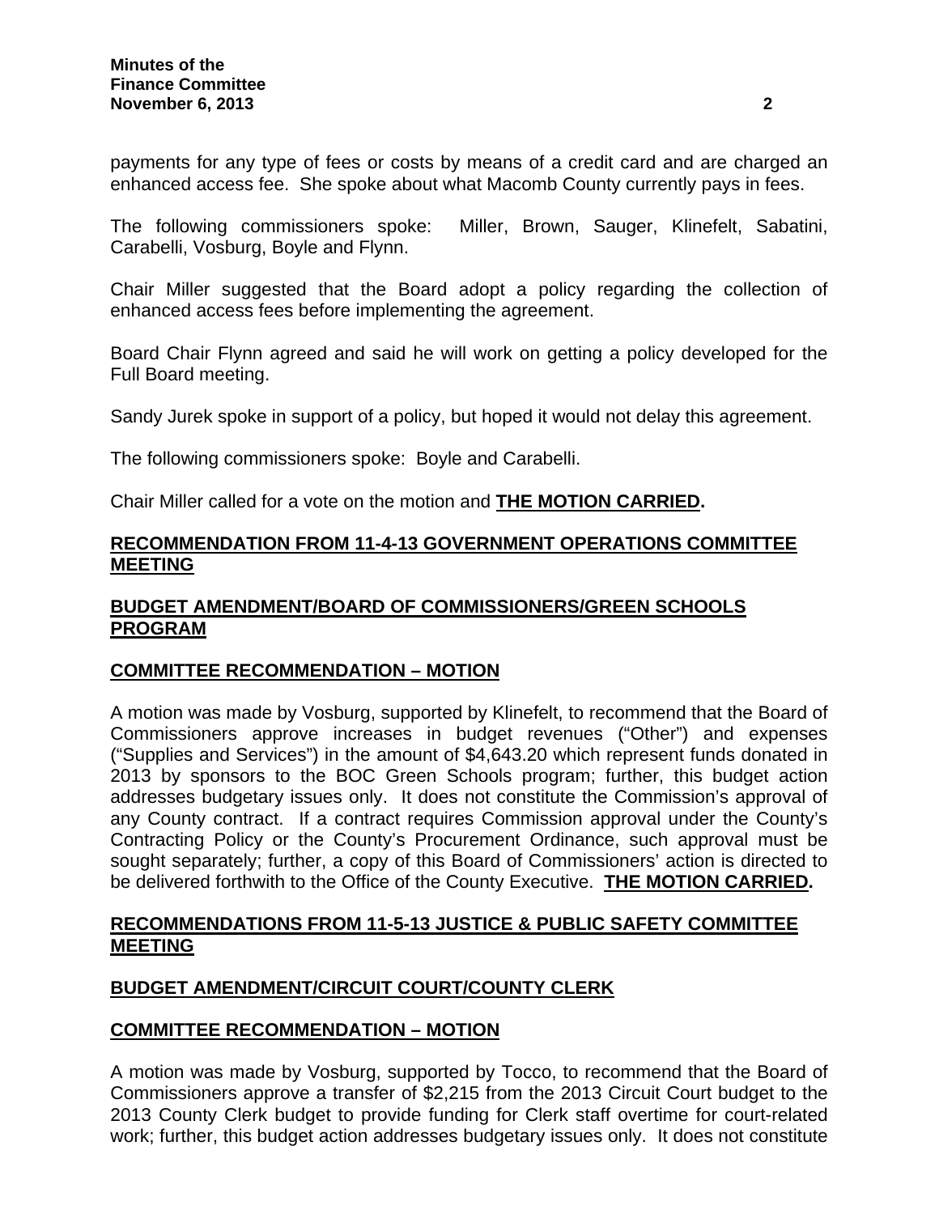payments for any type of fees or costs by means of a credit card and are charged an enhanced access fee. She spoke about what Macomb County currently pays in fees.

The following commissioners spoke: Miller, Brown, Sauger, Klinefelt, Sabatini, Carabelli, Vosburg, Boyle and Flynn.

Chair Miller suggested that the Board adopt a policy regarding the collection of enhanced access fees before implementing the agreement.

Board Chair Flynn agreed and said he will work on getting a policy developed for the Full Board meeting.

Sandy Jurek spoke in support of a policy, but hoped it would not delay this agreement.

The following commissioners spoke: Boyle and Carabelli.

Chair Miller called for a vote on the motion and **THE MOTION CARRIED.**

## RECOMMENDATION FROM 11-4-13 GOVERNMENT OPERATIONS COMMITTEE MEETING

## BUDGET AMENDMENT/BOARD OF COMMISSIONERS/GREEN SCHOOLS PROGRAM

## COMMITTEE RECOMMENDATION – MOTION

A motion was made by Vosburg, supported by Klinefelt, to recommend that the Board of Commissioners approve increases in budget revenues ("Other") and expenses ("Supplies and Services") in the amount of $4,643.20 which represent funds donated in 2013 by sponsors to the BOC Green Schools program; further, this budget action addresses budgetary issues only. It does not constitute the Commission's approval of any County contract. If a contract requires Commission approval under the County's Contracting Policy or the County's Procurement Ordinance, such approval must be sought separately; further, a copy of this Board of Commissioners' action is directed to be delivered forthwith to the Office of the County Executive. **THE MOTION CARRIED.**

## RECOMMENDATIONS FROM 11-5-13 JUSTICE & PUBLIC SAFETY COMMITTEE MEETING

## BUDGET AMENDMENT/CIRCUIT COURT/COUNTY CLERK

## COMMITTEE RECOMMENDATION – MOTION

A motion was made by Vosburg, supported by Tocco, to recommend that the Board of Commissioners approve a transfer of $2,215 from the 2013 Circuit Court budget to the 2013 County Clerk budget to provide funding for Clerk staff overtime for court-related work; further, this budget action addresses budgetary issues only. It does not constitute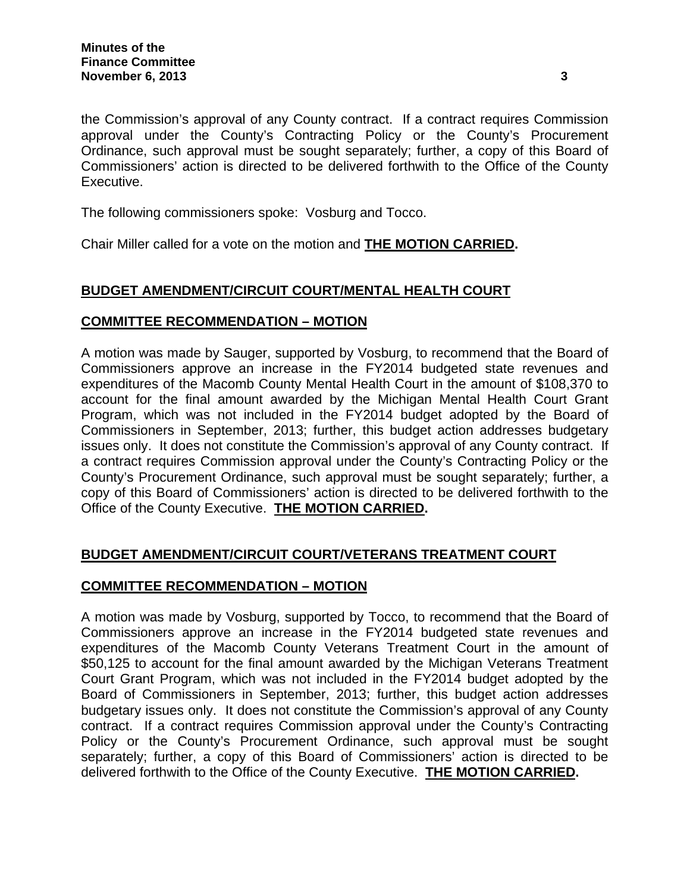the Commission's approval of any County contract. If a contract requires Commission approval under the County's Contracting Policy or the County's Procurement Ordinance, such approval must be sought separately; further, a copy of this Board of Commissioners' action is directed to be delivered forthwith to the Office of the County Executive.

The following commissioners spoke: Vosburg and Tocco.

Chair Miller called for a vote on the motion and **THE MOTION CARRIED.**

## BUDGET AMENDMENT/CIRCUIT COURT/MENTAL HEALTH COURT

### COMMITTEE RECOMMENDATION – MOTION

A motion was made by Sauger, supported by Vosburg, to recommend that the Board of Commissioners approve an increase in the FY2014 budgeted state revenues and expenditures of the Macomb County Mental Health Court in the amount of $108,370 to account for the final amount awarded by the Michigan Mental Health Court Grant Program, which was not included in the FY2014 budget adopted by the Board of Commissioners in September, 2013; further, this budget action addresses budgetary issues only. It does not constitute the Commission's approval of any County contract. If a contract requires Commission approval under the County's Contracting Policy or the County's Procurement Ordinance, such approval must be sought separately; further, a copy of this Board of Commissioners' action is directed to be delivered forthwith to the Office of the County Executive. **THE MOTION CARRIED.**

## BUDGET AMENDMENT/CIRCUIT COURT/VETERANS TREATMENT COURT

### COMMITTEE RECOMMENDATION – MOTION

A motion was made by Vosburg, supported by Tocco, to recommend that the Board of Commissioners approve an increase in the FY2014 budgeted state revenues and expenditures of the Macomb County Veterans Treatment Court in the amount of $50,125 to account for the final amount awarded by the Michigan Veterans Treatment Court Grant Program, which was not included in the FY2014 budget adopted by the Board of Commissioners in September, 2013; further, this budget action addresses budgetary issues only. It does not constitute the Commission's approval of any County contract. If a contract requires Commission approval under the County's Contracting Policy or the County's Procurement Ordinance, such approval must be sought separately; further, a copy of this Board of Commissioners' action is directed to be delivered forthwith to the Office of the County Executive. **THE MOTION CARRIED.**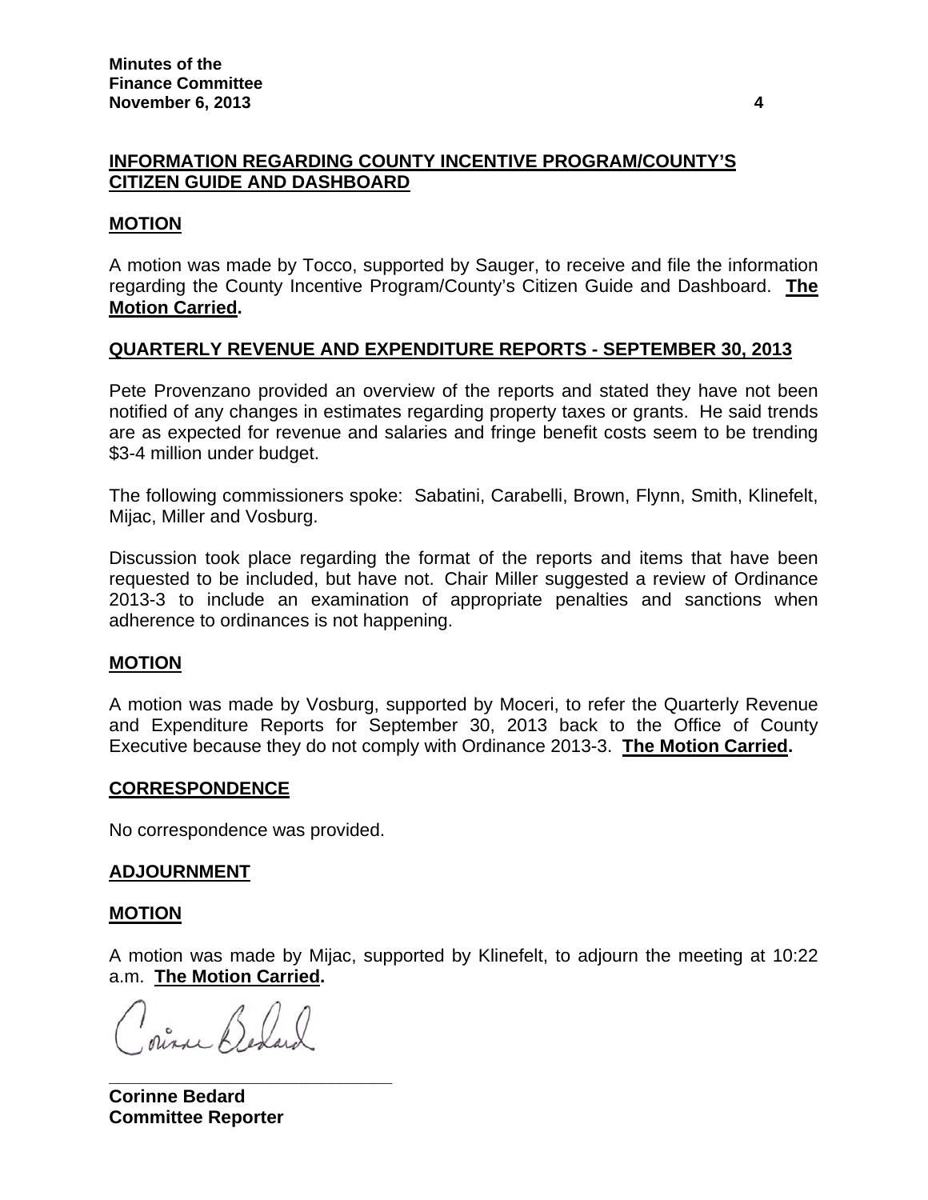## INFORMATION REGARDING COUNTY INCENTIVE PROGRAM/COUNTY'S CITIZEN GUIDE AND DASHBOARD

### MOTION

A motion was made by Tocco, supported by Sauger, to receive and file the information regarding the County Incentive Program/County's Citizen Guide and Dashboard. **The Motion Carried.**

## QUARTERLY REVENUE AND EXPENDITURE REPORTS - SEPTEMBER 30, 2013

Pete Provenzano provided an overview of the reports and stated they have not been notified of any changes in estimates regarding property taxes or grants. He said trends are as expected for revenue and salaries and fringe benefit costs seem to be trending $3-4 million under budget.

The following commissioners spoke: Sabatini, Carabelli, Brown, Flynn, Smith, Klinefelt, Mijac, Miller and Vosburg.

Discussion took place regarding the format of the reports and items that have been requested to be included, but have not. Chair Miller suggested a review of Ordinance 2013-3 to include an examination of appropriate penalties and sanctions when adherence to ordinances is not happening.

### MOTION

A motion was made by Vosburg, supported by Moceri, to refer the Quarterly Revenue and Expenditure Reports for September 30, 2013 back to the Office of County Executive because they do not comply with Ordinance 2013-3. **The Motion Carried.**

## CORRESPONDENCE

No correspondence was provided.

## ADJOURNMENT

### MOTION

A motion was made by Mijac, supported by Klinefelt, to adjourn the meeting at 10:22 a.m. **The Motion Carried.**

\_\_\_\_\_\_\_\_\_\_\_\_\_\_\_\_\_\_\_\_\_\_\_\_\_\_\_\_\_\_

**Corinne Bedard**
**Committee Reporter**